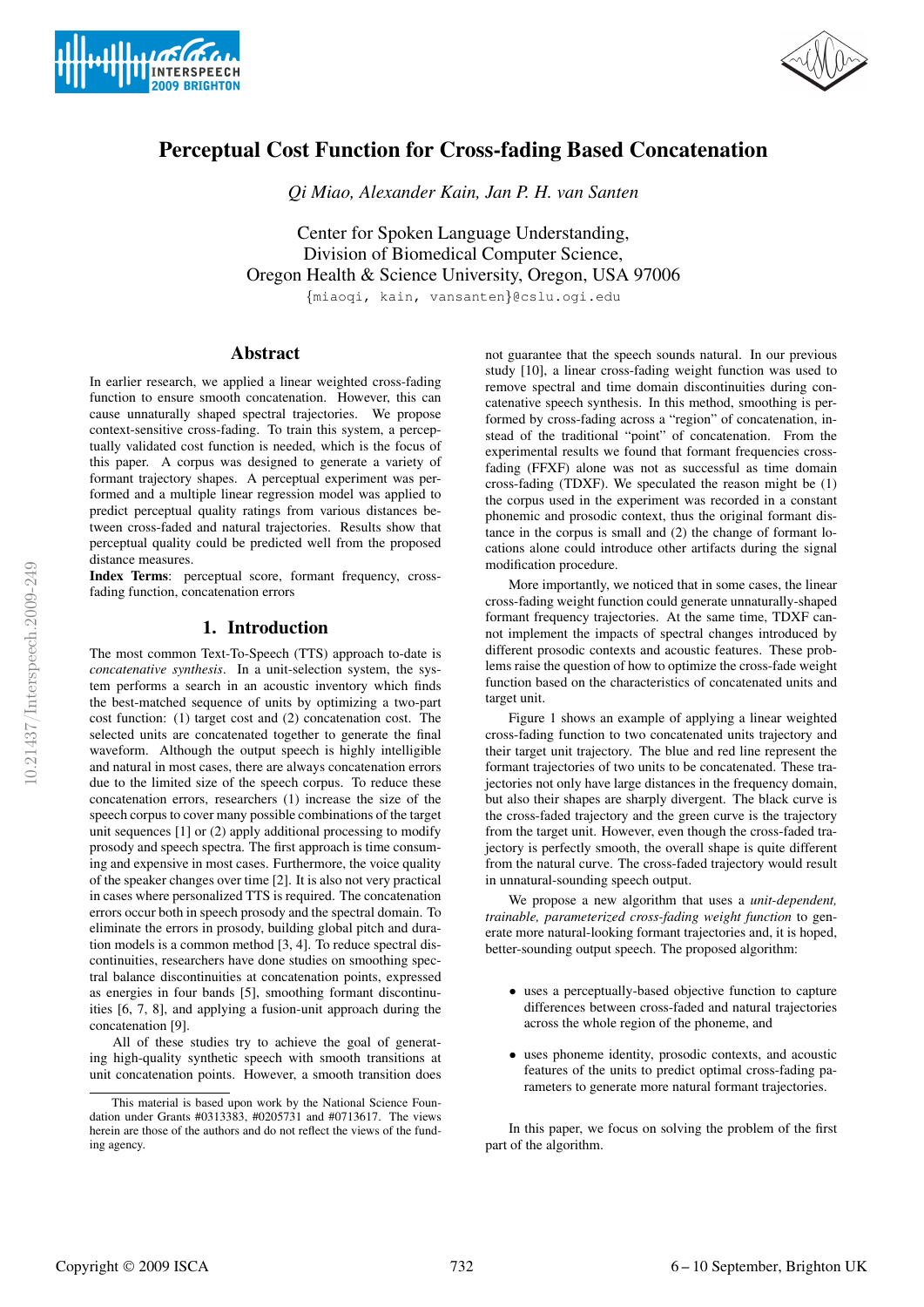# Perceptual Cost Function for Cross-fading Based Concatenation

*Qi Miao, Alexander Kain, Jan P. H. van Santen*

Center for Spoken Language Understanding,
Division of Biomedical Computer Science,
Oregon Health & Science University, Oregon, USA 97006

{miaoqi, kain, vansanten}@cslu.ogi.edu

## Abstract

In earlier research, we applied a linear weighted cross-fading function to ensure smooth concatenation. However, this can cause unnaturally shaped spectral trajectories. We propose context-sensitive cross-fading. To train this system, a perceptually validated cost function is needed, which is the focus of this paper. A corpus was designed to generate a variety of formant trajectory shapes. A perceptual experiment was performed and a multiple linear regression model was applied to predict perceptual quality ratings from various distances between cross-faded and natural trajectories. Results show that perceptual quality could be predicted well from the proposed distance measures.

**Index Terms**: perceptual score, formant frequency, cross-fading function, concatenation errors

## 1. Introduction

The most common Text-To-Speech (TTS) approach to-date is *concatenative synthesis*. In a unit-selection system, the system performs a search in an acoustic inventory which finds the best-matched sequence of units by optimizing a two-part cost function: (1) target cost and (2) concatenation cost. The selected units are concatenated together to generate the final waveform. Although the output speech is highly intelligible and natural in most cases, there are always concatenation errors due to the limited size of the speech corpus. To reduce these concatenation errors, researchers (1) increase the size of the speech corpus to cover many possible combinations of the target unit sequences [1] or (2) apply additional processing to modify prosody and speech spectra. The first approach is time consuming and expensive in most cases. Furthermore, the voice quality of the speaker changes over time [2]. It is also not very practical in cases where personalized TTS is required. The concatenation errors occur both in speech prosody and the spectral domain. To eliminate the errors in prosody, building global pitch and duration models is a common method [3, 4]. To reduce spectral discontinuities, researchers have done studies on smoothing spectral balance discontinuities at concatenation points, expressed as energies in four bands [5], smoothing formant discontinuities [6, 7, 8], and applying a fusion-unit approach during the concatenation [9].

All of these studies try to achieve the goal of generating high-quality synthetic speech with smooth transitions at unit concatenation points. However, a smooth transition does not guarantee that the speech sounds natural. In our previous study [10], a linear cross-fading weight function was used to remove spectral and time domain discontinuities during concatenative speech synthesis. In this method, smoothing is performed by cross-fading across a "region" of concatenation, instead of the traditional "point" of concatenation. From the experimental results we found that formant frequencies cross-fading (FFXF) alone was not as successful as time domain cross-fading (TDXF). We speculated the reason might be (1) the corpus used in the experiment was recorded in a constant phonemic and prosodic context, thus the original formant distance in the corpus is small and (2) the change of formant locations alone could introduce other artifacts during the signal modification procedure.

More importantly, we noticed that in some cases, the linear cross-fading weight function could generate unnaturally-shaped formant frequency trajectories. At the same time, TDXF cannot implement the impacts of spectral changes introduced by different prosodic contexts and acoustic features. These problems raise the question of how to optimize the cross-fade weight function based on the characteristics of concatenated units and target unit.

Figure 1 shows an example of applying a linear weighted cross-fading function to two concatenated units trajectory and their target unit trajectory. The blue and red line represent the formant trajectories of two units to be concatenated. These trajectories not only have large distances in the frequency domain, but also their shapes are sharply divergent. The black curve is the cross-faded trajectory and the green curve is the trajectory from the target unit. However, even though the cross-faded trajectory is perfectly smooth, the overall shape is quite different from the natural curve. The cross-faded trajectory would result in unnatural-sounding speech output.

We propose a new algorithm that uses a *unit-dependent, trainable, parameterized cross-fading weight function* to generate more natural-looking formant trajectories and, it is hoped, better-sounding output speech. The proposed algorithm:

- uses a perceptually-based objective function to capture differences between cross-faded and natural trajectories across the whole region of the phoneme, and
- uses phoneme identity, prosodic contexts, and acoustic features of the units to predict optimal cross-fading parameters to generate more natural formant trajectories.

In this paper, we focus on solving the problem of the first part of the algorithm.

This material is based upon work by the National Science Foundation under Grants #0313383, #0205731 and #0713617. The views herein are those of the authors and do not reflect the views of the funding agency.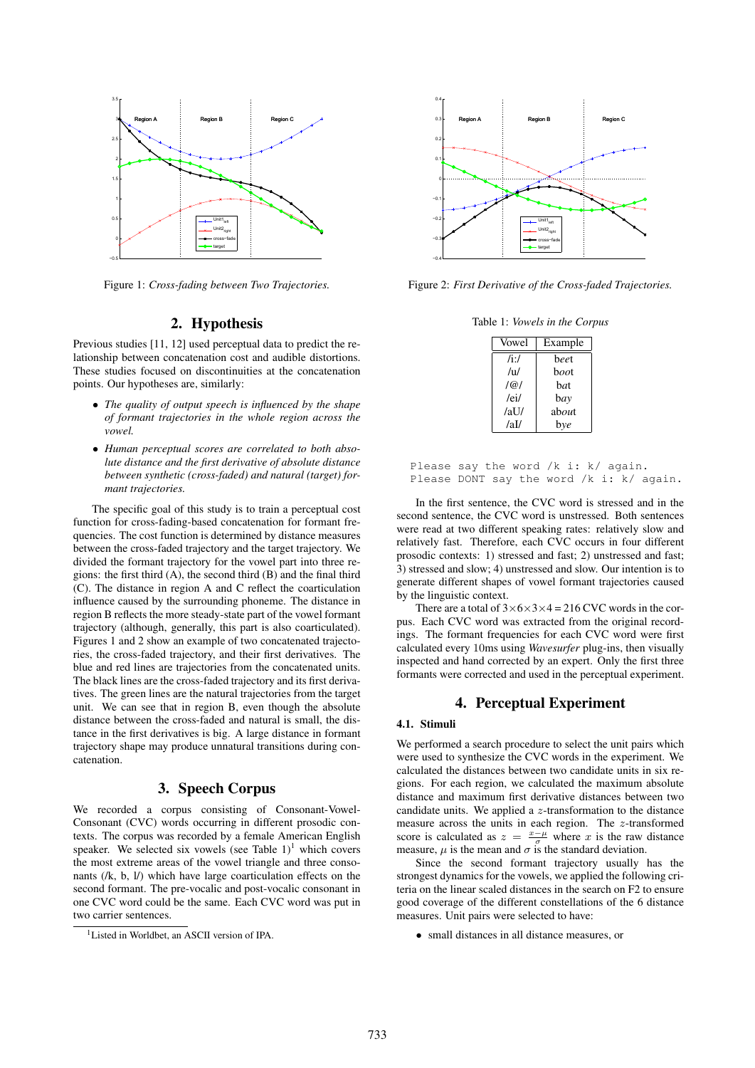Figure 1: *Cross-fading between Two Trajectories.*

Figure 2: *First Derivative of the Cross-faded Trajectories.*

## 2. Hypothesis

Previous studies [11, 12] used perceptual data to predict the relationship between concatenation cost and audible distortions. These studies focused on discontinuities at the concatenation points. Our hypotheses are, similarly:

- *The quality of output speech is influenced by the shape of formant trajectories in the whole region across the vowel.*
- *Human perceptual scores are correlated to both absolute distance and the first derivative of absolute distance between synthetic (cross-faded) and natural (target) formant trajectories.*

The specific goal of this study is to train a perceptual cost function for cross-fading-based concatenation for formant frequencies. The cost function is determined by distance measures between the cross-faded trajectory and the target trajectory. We divided the formant trajectory for the vowel part into three regions: the first third (A), the second third (B) and the final third (C). The distance in region A and C reflect the coarticulation influence caused by the surrounding phoneme. The distance in region B reflects the more steady-state part of the vowel formant trajectory (although, generally, this part is also coarticulated). Figures 1 and 2 show an example of two concatenated trajectories, the cross-faded trajectory, and their first derivatives. The blue and red lines are trajectories from the concatenated units. The black lines are the cross-faded trajectory and its first derivatives. The green lines are the natural trajectories from the target unit. We can see that in region B, even though the absolute distance between the cross-faded and natural is small, the distance in the first derivatives is big. A large distance in formant trajectory shape may produce unnatural transitions during concatenation.

## 3. Speech Corpus

We recorded a corpus consisting of Consonant-Vowel-Consonant (CVC) words occurring in different prosodic contexts. The corpus was recorded by a female American English speaker. We selected six vowels (see Table 1)[1] which covers the most extreme areas of the vowel triangle and three consonants (/k, b, l/) which have large coarticulation effects on the second formant. The pre-vocalic and post-vocalic consonant in one CVC word could be the same. Each CVC word was put in two carrier sentences.

[1]Listed in Worldbet, an ASCII version of IPA.

Table 1: *Vowels in the Corpus*

| Vowel | Example |
|---|---|
| /i:/ | b*ee*t |
| /u/ | b*oo*t |
| /@/ | b*a*t |
| /ei/ | b*ay* |
| /aU/ | ab*ou*t |
| /aI/ | b*ye* |

```
Please say the word /k i: k/ again.
Please DONT say the word /k i: k/ again.
```

In the first sentence, the CVC word is stressed and in the second sentence, the CVC word is unstressed. Both sentences were read at two different speaking rates: relatively slow and relatively fast. Therefore, each CVC occurs in four different prosodic contexts: 1) stressed and fast; 2) unstressed and fast; 3) stressed and slow; 4) unstressed and slow. Our intention is to generate different shapes of vowel formant trajectories caused by the linguistic context.

There are a total of $3 \times 6 \times 3 \times 4 = 216$ CVC words in the corpus. Each CVC word was extracted from the original recordings. The formant frequencies for each CVC word were first calculated every 10ms using *Wavesurfer* plug-ins, then visually inspected and hand corrected by an expert. Only the first three formants were corrected and used in the perceptual experiment.

## 4. Perceptual Experiment

### 4.1. Stimuli

We performed a search procedure to select the unit pairs which were used to synthesize the CVC words in the experiment. We calculated the distances between two candidate units in six regions. For each region, we calculated the maximum absolute distance and maximum first derivative distances between two candidate units. We applied a $z$-transformation to the distance measure across the units in each region. The $z$-transformed score is calculated as $z = \frac{x-\mu}{\sigma}$ where $x$ is the raw distance measure, $\mu$ is the mean and $\sigma$ is the standard deviation.

Since the second formant trajectory usually has the strongest dynamics for the vowels, we applied the following criteria on the linear scaled distances in the search on F2 to ensure good coverage of the different constellations of the 6 distance measures. Unit pairs were selected to have:

- small distances in all distance measures, or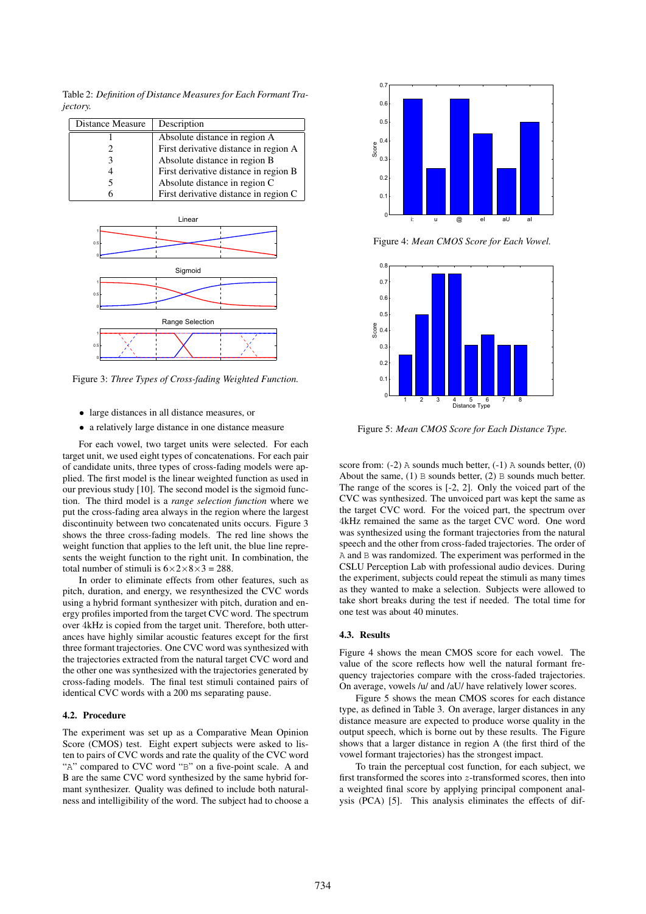Table 2: *Definition of Distance Measures for Each Formant Trajectory.*

| Distance Measure | Description |
|---|---|
| 1 | Absolute distance in region A |
| 2 | First derivative distance in region A |
| 3 | Absolute distance in region B |
| 4 | First derivative distance in region B |
| 5 | Absolute distance in region C |
| 6 | First derivative distance in region C |

Figure 3: *Three Types of Cross-fading Weighted Function.*

- large distances in all distance measures, or
- a relatively large distance in one distance measure

For each vowel, two target units were selected. For each target unit, we used eight types of concatenations. For each pair of candidate units, three types of cross-fading models were applied. The first model is the linear weighted function as used in our previous study [10]. The second model is the sigmoid function. The third model is a *range selection function* where we put the cross-fading area always in the region where the largest discontinuity between two concatenated units occurs. Figure 3 shows the three cross-fading models. The red line shows the weight function that applies to the left unit, the blue line represents the weight function to the right unit. In combination, the total number of stimuli is $6 \times 2 \times 8 \times 3 = 288$.

In order to eliminate effects from other features, such as pitch, duration, and energy, we resynthesized the CVC words using a hybrid formant synthesizer with pitch, duration and energy profiles imported from the target CVC word. The spectrum over 4kHz is copied from the target unit. Therefore, both utterances have highly similar acoustic features except for the first three formant trajectories. One CVC word was synthesized with the trajectories extracted from the natural target CVC word and the other one was synthesized with the trajectories generated by cross-fading models. The final test stimuli contained pairs of identical CVC words with a 200 ms separating pause.

### 4.2. Procedure

The experiment was set up as a Comparative Mean Opinion Score (CMOS) test. Eight expert subjects were asked to listen to pairs of CVC words and rate the quality of the CVC word "A" compared to CVC word "B" on a five-point scale. A and B are the same CVC word synthesized by the same hybrid formant synthesizer. Quality was defined to include both naturalness and intelligibility of the word. The subject had to choose a score from: (-2) A sounds much better, (-1) A sounds better, (0) About the same, (1) B sounds better, (2) B sounds much better. The range of the scores is [-2, 2]. Only the voiced part of the CVC was synthesized. The unvoiced part was kept the same as the target CVC word. For the voiced part, the spectrum over 4kHz remained the same as the target CVC word. One word was synthesized using the formant trajectories from the natural speech and the other from cross-faded trajectories. The order of A and B was randomized. The experiment was performed in the CSLU Perception Lab with professional audio devices. During the experiment, subjects could repeat the stimuli as many times as they wanted to make a selection. Subjects were allowed to take short breaks during the test if needed. The total time for one test was about 40 minutes.

Figure 4: *Mean CMOS Score for Each Vowel.*

Figure 5: *Mean CMOS Score for Each Distance Type.*

### 4.3. Results

Figure 4 shows the mean CMOS score for each vowel. The value of the score reflects how well the natural formant frequency trajectories compare with the cross-faded trajectories. On average, vowels /u/ and /aU/ have relatively lower scores.

Figure 5 shows the mean CMOS scores for each distance type, as defined in Table 3. On average, larger distances in any distance measure are expected to produce worse quality in the output speech, which is borne out by these results. The Figure shows that a larger distance in region A (the first third of the vowel formant trajectories) has the strongest impact.

To train the perceptual cost function, for each subject, we first transformed the scores into $z$-transformed scores, then into a weighted final score by applying principal component analysis (PCA) [5]. This analysis eliminates the effects of dif-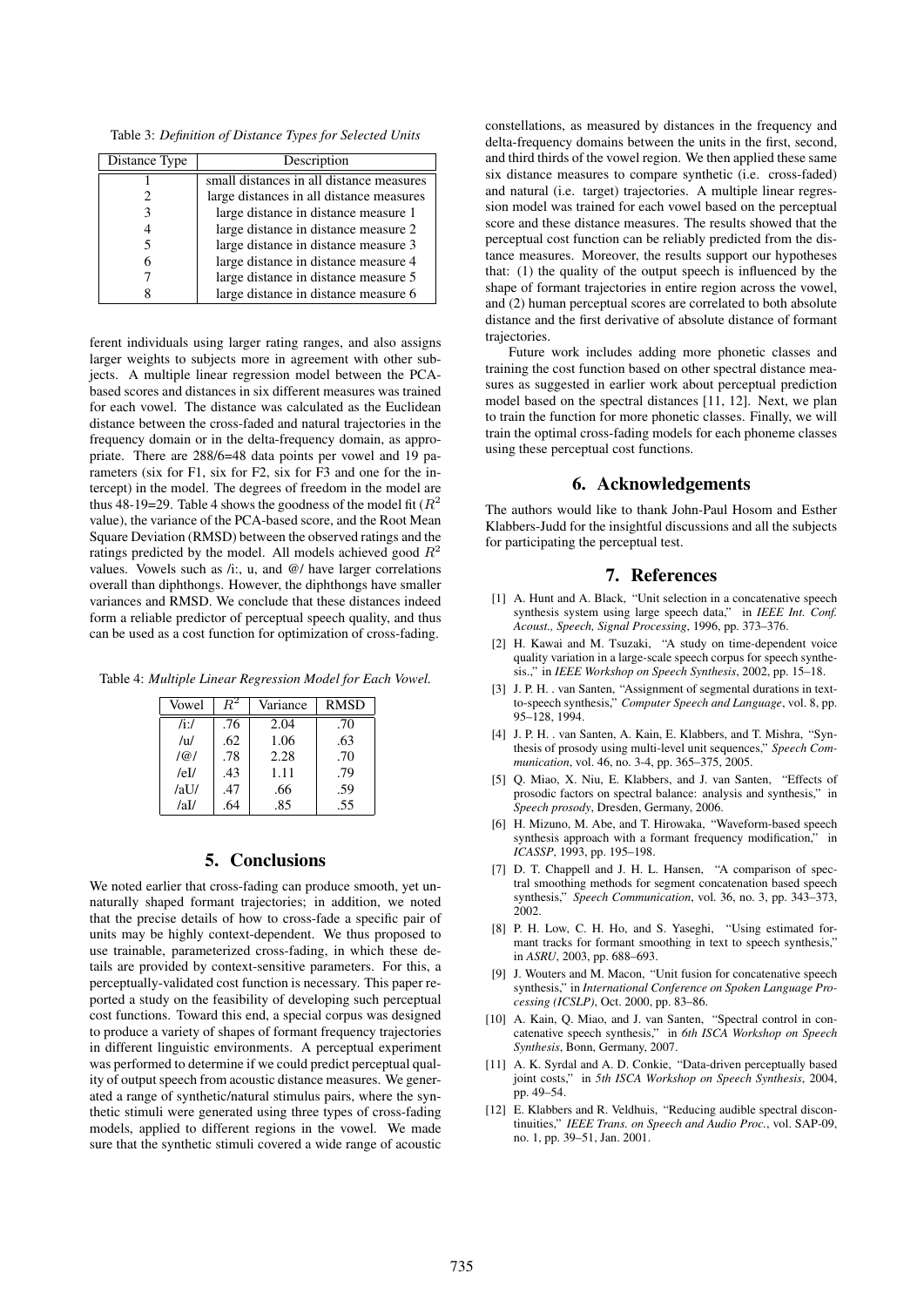Table 3: *Definition of Distance Types for Selected Units*

| Distance Type | Description |
|---|---|
| 1 | small distances in all distance measures |
| 2 | large distances in all distance measures |
| 3 | large distance in distance measure 1 |
| 4 | large distance in distance measure 2 |
| 5 | large distance in distance measure 3 |
| 6 | large distance in distance measure 4 |
| 7 | large distance in distance measure 5 |
| 8 | large distance in distance measure 6 |

ferent individuals using larger rating ranges, and also assigns larger weights to subjects more in agreement with other subjects. A multiple linear regression model between the PCA-based scores and distances in six different measures was trained for each vowel. The distance was calculated as the Euclidean distance between the cross-faded and natural trajectories in the frequency domain or in the delta-frequency domain, as appropriate. There are 288/6=48 data points per vowel and 19 parameters (six for F1, six for F2, six for F3 and one for the intercept) in the model. The degrees of freedom in the model are thus 48-19=29. Table 4 shows the goodness of the model fit ($R^2$ value), the variance of the PCA-based score, and the Root Mean Square Deviation (RMSD) between the observed ratings and the ratings predicted by the model. All models achieved good $R^2$ values. Vowels such as /i:, u, and @/ have larger correlations overall than diphthongs. However, the diphthongs have smaller variances and RMSD. We conclude that these distances indeed form a reliable predictor of perceptual speech quality, and thus can be used as a cost function for optimization of cross-fading.

Table 4: *Multiple Linear Regression Model for Each Vowel.*

| Vowel | $R^2$ | Variance | RMSD |
|---|---|---|---|
| /i:/ | .76 | 2.04 | .70 |
| /u/ | .62 | 1.06 | .63 |
| /@/ | .78 | 2.28 | .70 |
| /eI/ | .43 | 1.11 | .79 |
| /aU/ | .47 | .66 | .59 |
| /aI/ | .64 | .85 | .55 |

## 5. Conclusions

We noted earlier that cross-fading can produce smooth, yet unnaturally shaped formant trajectories; in addition, we noted that the precise details of how to cross-fade a specific pair of units may be highly context-dependent. We thus proposed to use trainable, parameterized cross-fading, in which these details are provided by context-sensitive parameters. For this, a perceptually-validated cost function is necessary. This paper reported a study on the feasibility of developing such perceptual cost functions. Toward this end, a special corpus was designed to produce a variety of shapes of formant frequency trajectories in different linguistic environments. A perceptual experiment was performed to determine if we could predict perceptual quality of output speech from acoustic distance measures. We generated a range of synthetic/natural stimulus pairs, where the synthetic stimuli were generated using three types of cross-fading models, applied to different regions in the vowel. We made sure that the synthetic stimuli covered a wide range of acoustic constellations, as measured by distances in the frequency and delta-frequency domains between the units in the first, second, and third thirds of the vowel region. We then applied these same six distance measures to compare synthetic (i.e. cross-faded) and natural (i.e. target) trajectories. A multiple linear regression model was trained for each vowel based on the perceptual score and these distance measures. The results showed that the perceptual cost function can be reliably predicted from the distance measures. Moreover, the results support our hypotheses that: (1) the quality of the output speech is influenced by the shape of formant trajectories in entire region across the vowel, and (2) human perceptual scores are correlated to both absolute distance and the first derivative of absolute distance of formant trajectories.

Future work includes adding more phonetic classes and training the cost function based on other spectral distance measures as suggested in earlier work about perceptual prediction model based on the spectral distances [11, 12]. Next, we plan to train the function for more phonetic classes. Finally, we will train the optimal cross-fading models for each phoneme classes using these perceptual cost functions.

## 6. Acknowledgements

The authors would like to thank John-Paul Hosom and Esther Klabbers-Judd for the insightful discussions and all the subjects for participating the perceptual test.

## 7. References

[1] A. Hunt and A. Black, "Unit selection in a concatenative speech synthesis system using large speech data," in *IEEE Int. Conf. Acoust., Speech, Signal Processing*, 1996, pp. 373–376.

[2] H. Kawai and M. Tsuzaki, "A study on time-dependent voice quality variation in a large-scale speech corpus for speech synthesis.," in *IEEE Workshop on Speech Synthesis*, 2002, pp. 15–18.

[3] J. P. H. . van Santen, "Assignment of segmental durations in text-to-speech synthesis," *Computer Speech and Language*, vol. 8, pp. 95–128, 1994.

[4] J. P. H. . van Santen, A. Kain, E. Klabbers, and T. Mishra, "Synthesis of prosody using multi-level unit sequences," *Speech Communication*, vol. 46, no. 3-4, pp. 365–375, 2005.

[5] Q. Miao, X. Niu, E. Klabbers, and J. van Santen, "Effects of prosodic factors on spectral balance: analysis and synthesis," in *Speech prosody*, Dresden, Germany, 2006.

[6] H. Mizuno, M. Abe, and T. Hirowaka, "Waveform-based speech synthesis approach with a formant frequency modification," in *ICASSP*, 1993, pp. 195–198.

[7] D. T. Chappell and J. H. L. Hansen, "A comparison of spectral smoothing methods for segment concatenation based speech synthesis," *Speech Communication*, vol. 36, no. 3, pp. 343–373, 2002.

[8] P. H. Low, C. H. Ho, and S. Yaseghi, "Using estimated formant tracks for formant smoothing in text to speech synthesis," in *ASRU*, 2003, pp. 688–693.

[9] J. Wouters and M. Macon, "Unit fusion for concatenative speech synthesis," in *International Conference on Spoken Language Processing (ICSLP)*, Oct. 2000, pp. 83–86.

[10] A. Kain, Q. Miao, and J. van Santen, "Spectral control in concatenative speech synthesis," in *6th ISCA Workshop on Speech Synthesis*, Bonn, Germany, 2007.

[11] A. K. Syrdal and A. D. Conkie, "Data-driven perceptually based joint costs," in *5th ISCA Workshop on Speech Synthesis*, 2004, pp. 49–54.

[12] E. Klabbers and R. Veldhuis, "Reducing audible spectral discontinuities," *IEEE Trans. on Speech and Audio Proc.*, vol. SAP-09, no. 1, pp. 39–51, Jan. 2001.